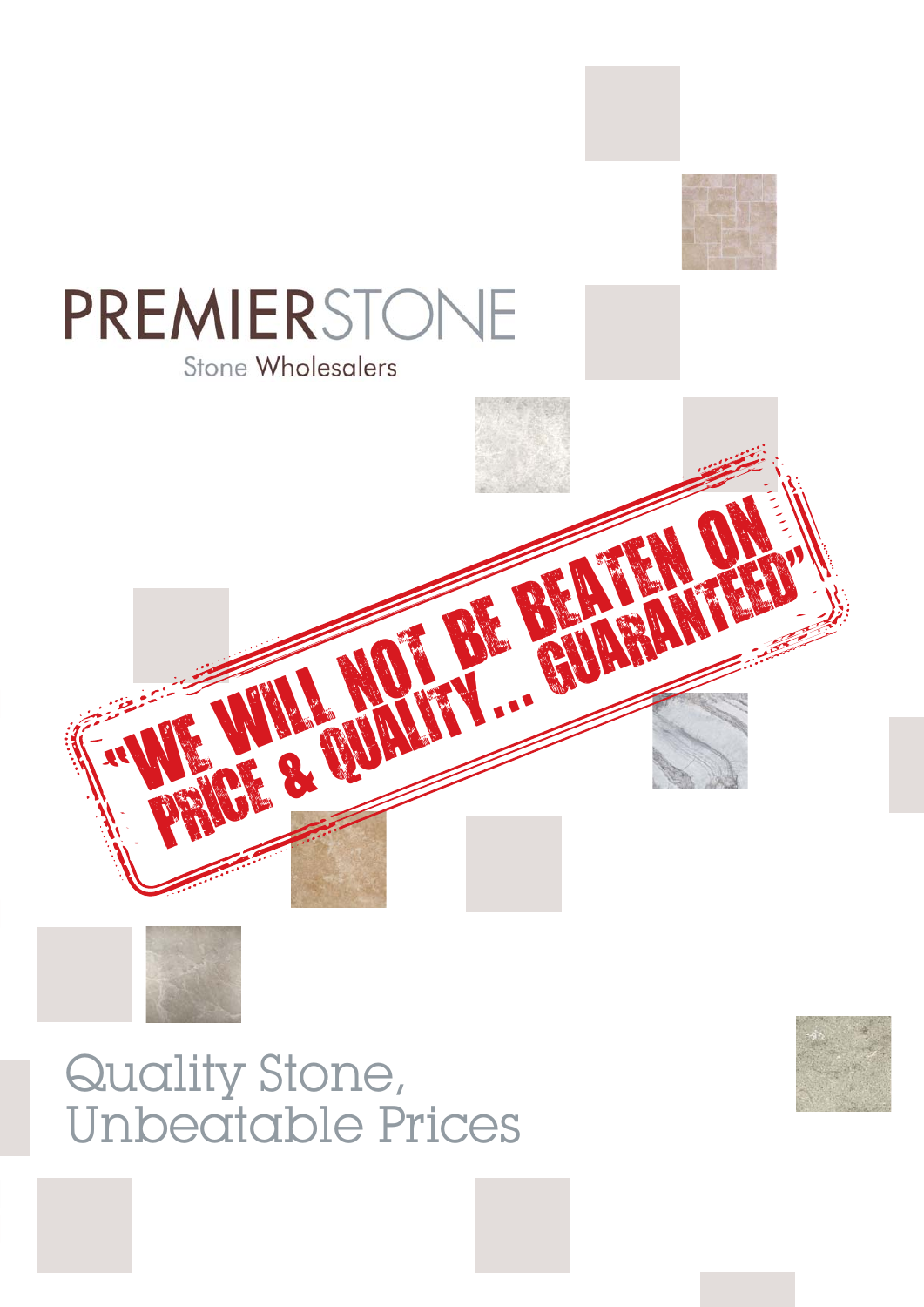# PREMIERSTONE

Stone Wholesalers

**"WE WILL NOT BE BEATEN ON PRICE & QUALITY... GUARANTEED"**

## Quality Stone, Unbeatable Prices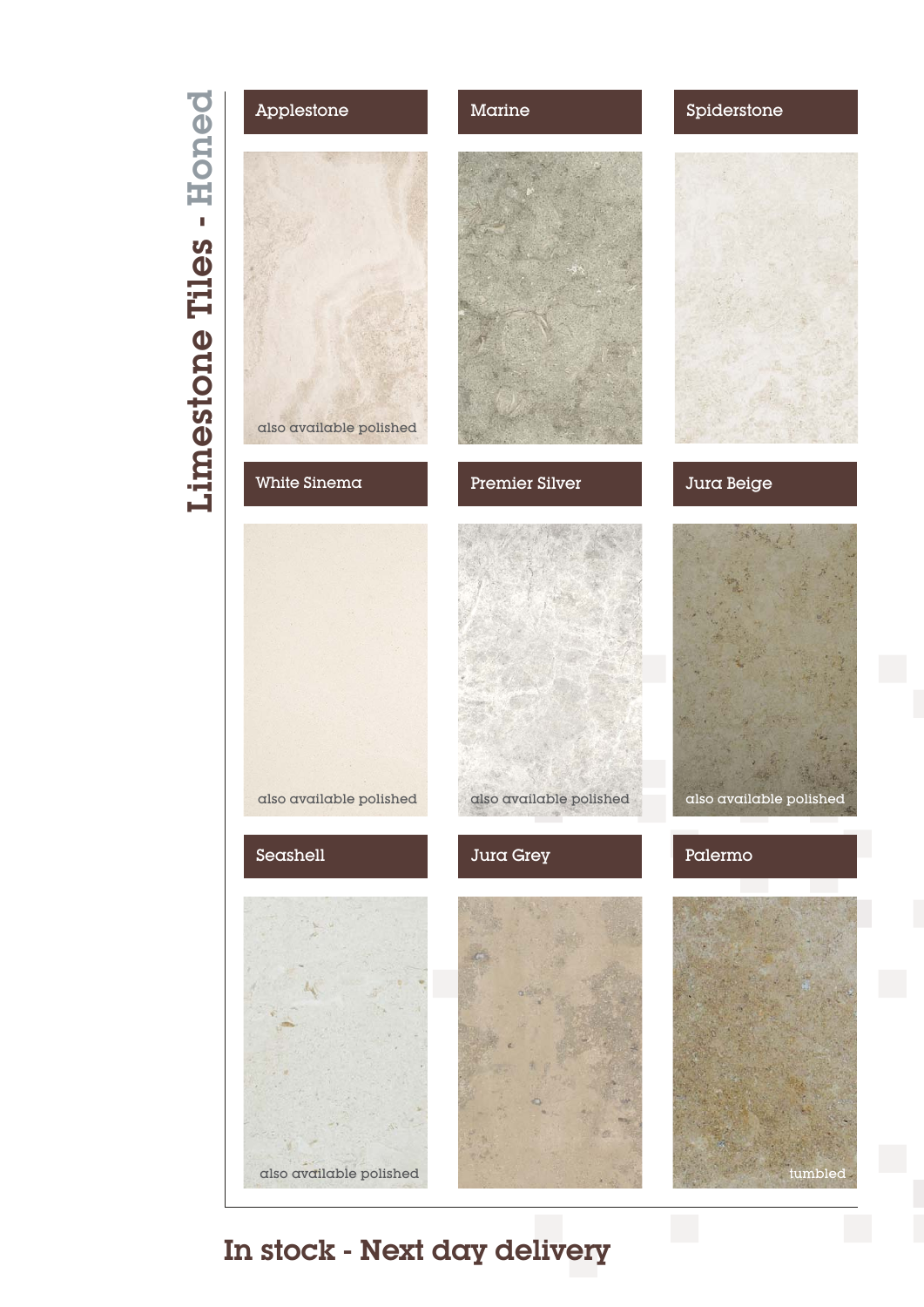# Limestone Tiles - Honed

### Applestone

also available polished

### Marine

### Spiderstone

### White Sinema

also available polished

### Premier Silver

also available polished

### Jura Beige

also available polished

### Seashell

also available polished

### Jura Grey

### Palermo

tumbled

**In stock - Next day delivery**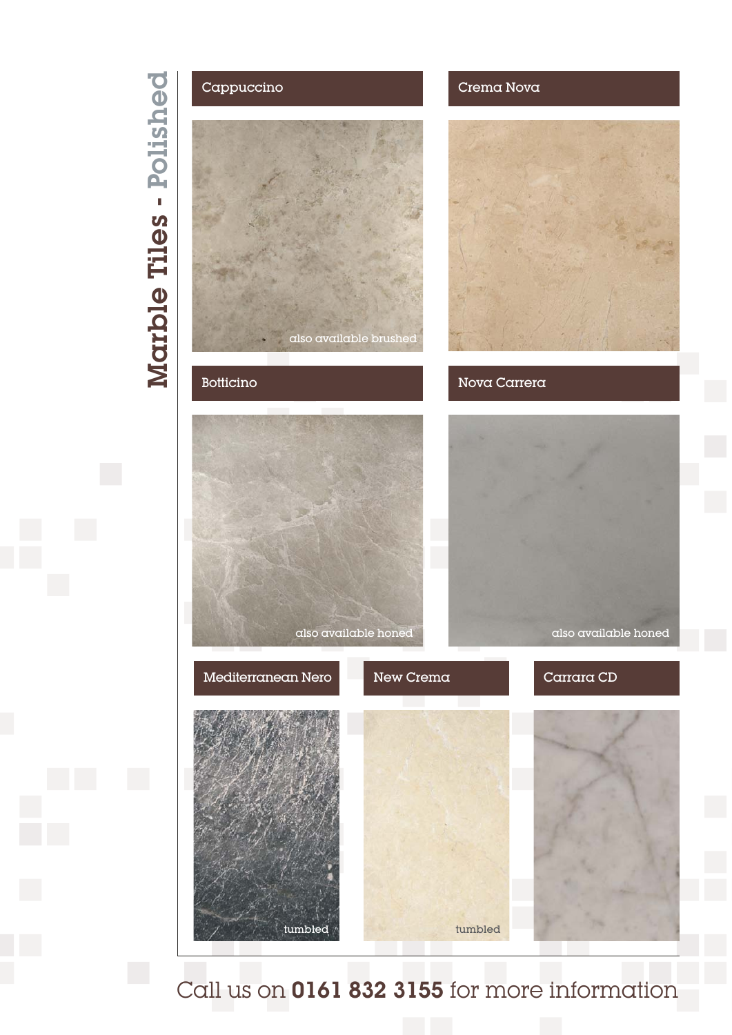# Marble Tiles - Polished

## Cappuccino

also available brushed

## Crema Nova

## Botticino

also available honed

## Nova Carrera

also available honed

## Mediterranean Nero

tumbled

## New Crema

tumbled

## Carrara CD

Call us on **0161 832 3155** for more information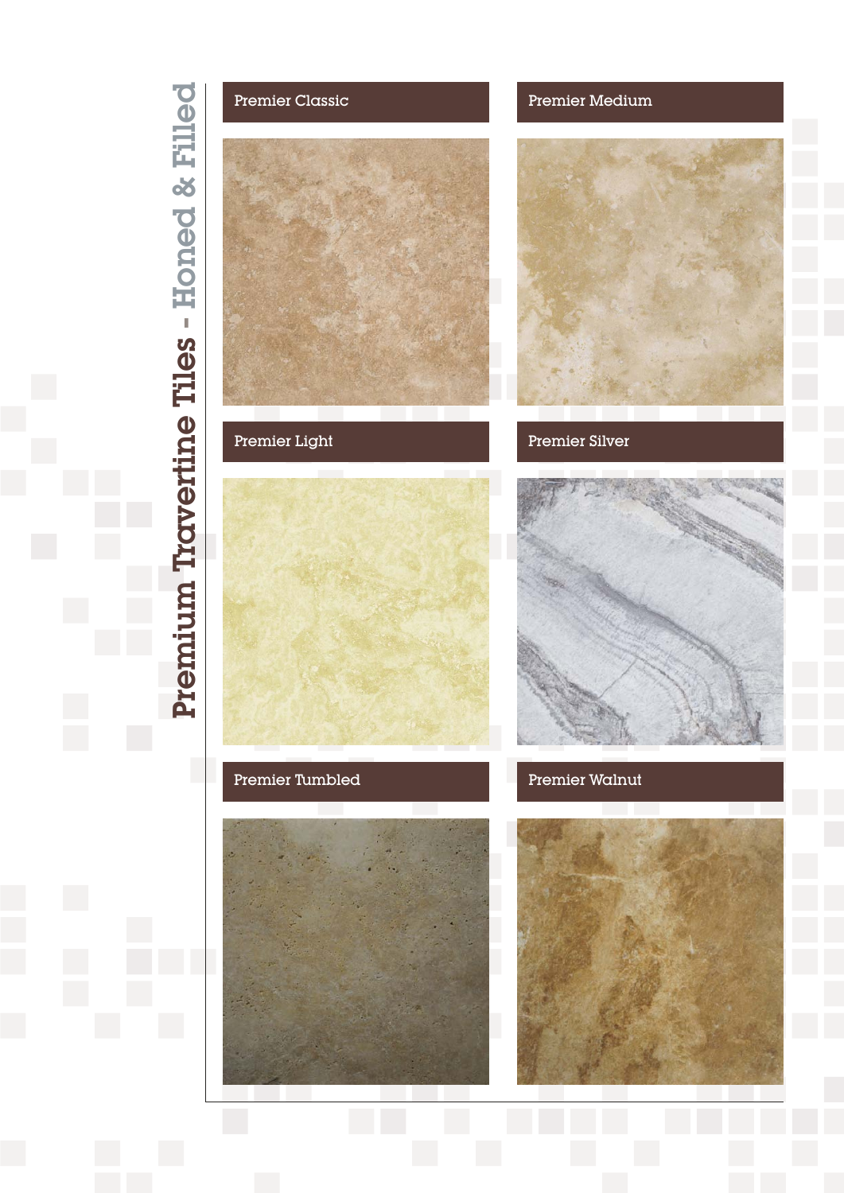# Premium Travertine Tiles - Honed & Filled

Premier Classic

Premier Medium

Premier Light

Premier Silver

Premier Tumbled

Premier Walnut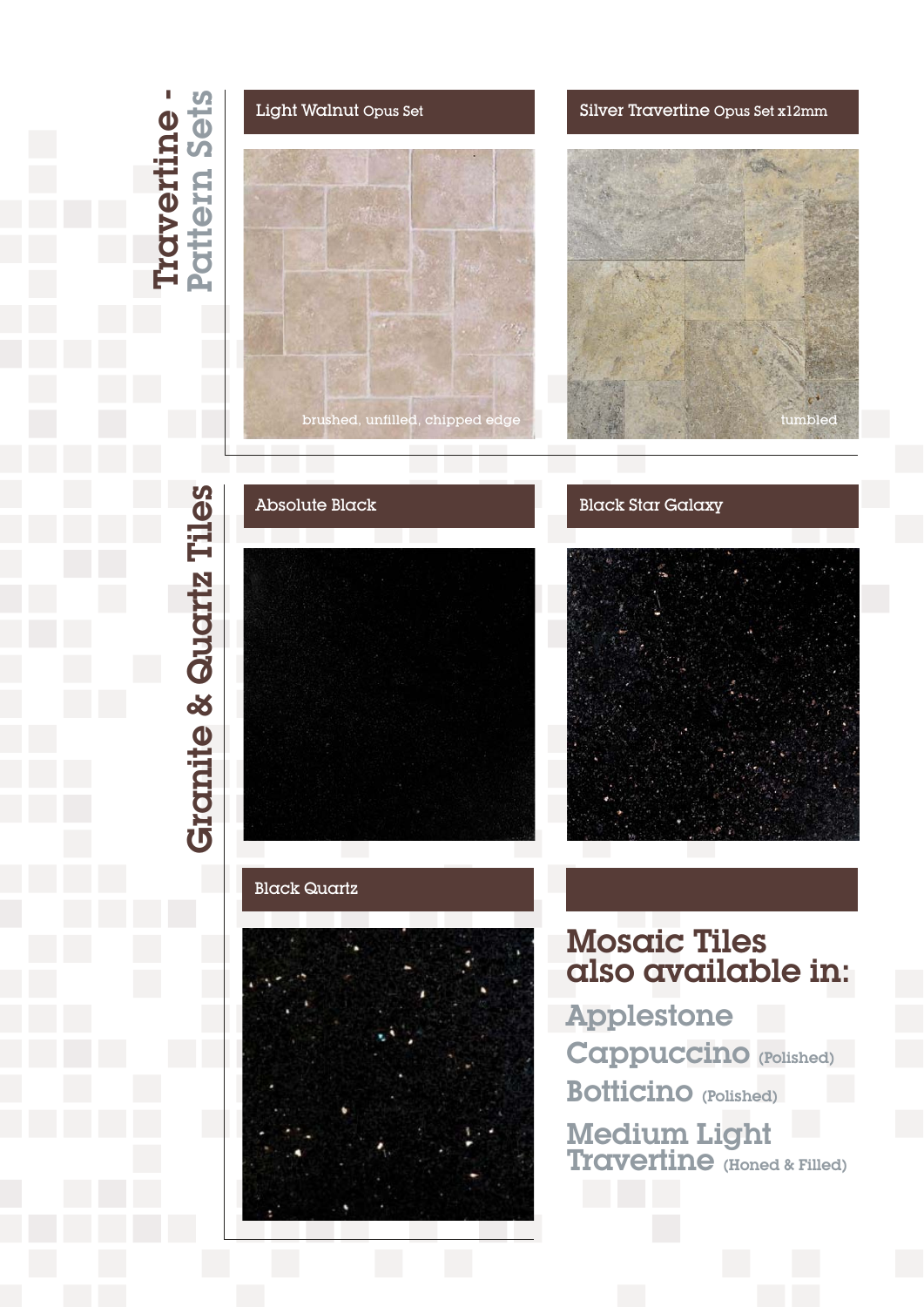## Travertine - Pattern Sets

### Light Walnut Opus Set

brushed, unfilled, chipped edge

### Silver Travertine Opus Set x12mm

tumbled

## Granite & Quartz Tiles

### Absolute Black

### Black Star Galaxy

### Black Quartz

## Mosaic Tiles also available in:

- Applestone
- Cappuccino (Polished)
- Botticino (Polished)
- Medium Light Travertine (Honed & Filled)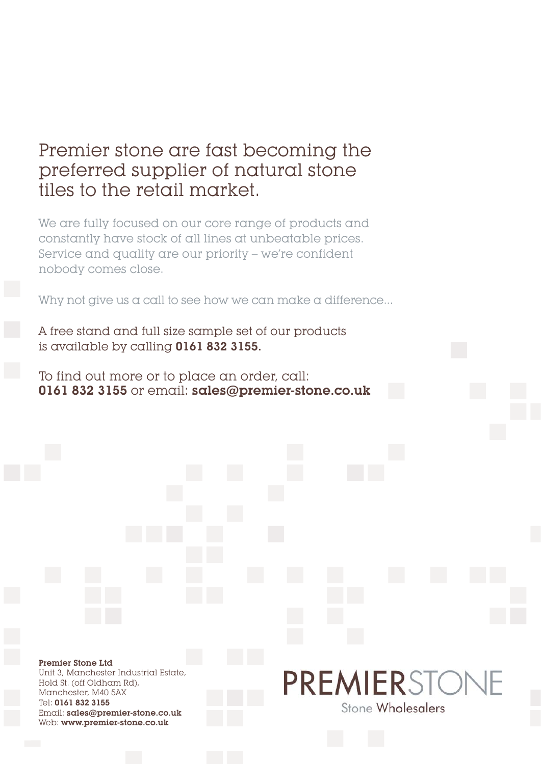# Premier stone are fast becoming the preferred supplier of natural stone tiles to the retail market.

We are fully focused on our core range of products and constantly have stock of all lines at unbeatable prices. Service and quality are our priority – we're confident nobody comes close.

Why not give us a call to see how we can make a difference...

A free stand and full size sample set of our products is available by calling **0161 832 3155.**

To find out more or to place an order, call:
**0161 832 3155** or email: **sales@premier-stone.co.uk**

**Premier Stone Ltd**
Unit 3, Manchester Industrial Estate,
Hold St. (off Oldham Rd),
Manchester, M40 5AX
Tel: **0161 832 3155**
Email: **sales@premier-stone.co.uk**
Web: **www.premier-stone.co.uk**

PREMIERSTONE
Stone Wholesalers